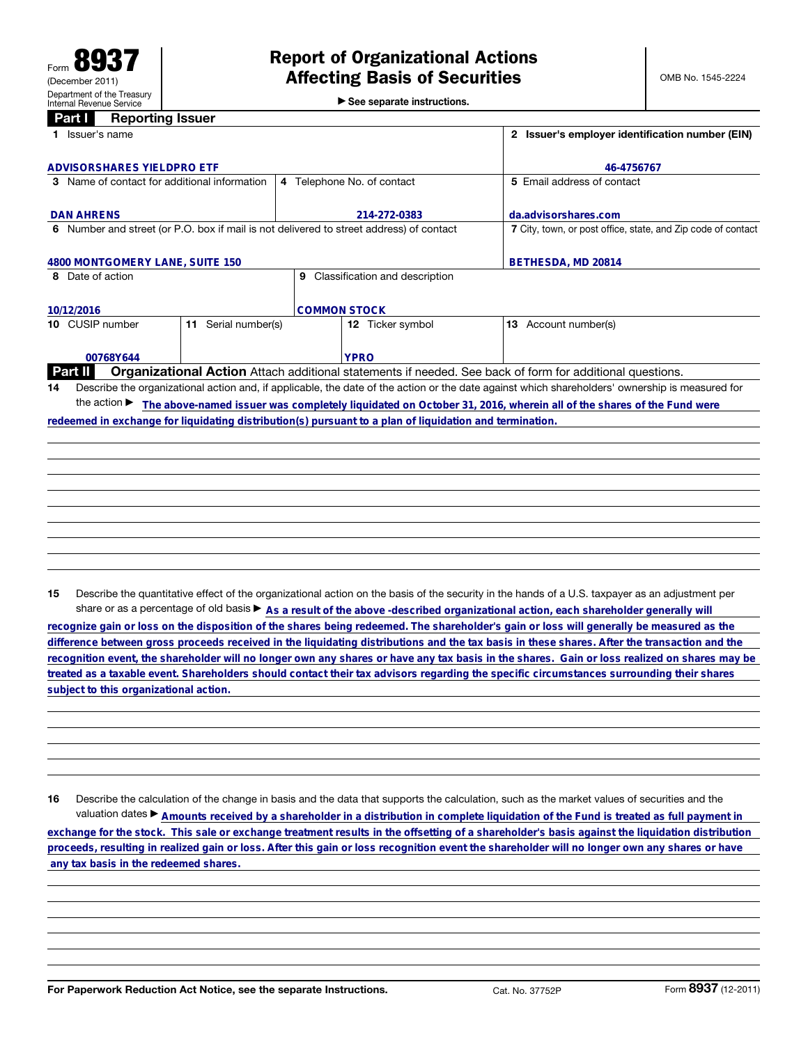Form **8937**
(December 2011)
Department of the Treasury
Internal Revenue Service

# Report of Organizational Actions Affecting Basis of Securities

▶ See separate instructions.

OMB No. 1545-2224

## Part I Reporting Issuer

| 1 Issuer's name | | | 2 Issuer's employer identification number (EIN) |
|---|---|---|---|
| ADVISORSHARES YIELDPRO ETF | | | 46-4756767 |
| 3 Name of contact for additional information | 4 Telephone No. of contact | | 5 Email address of contact |
| DAN AHRENS | 214-272-0383 | | da.advisorshares.com |
| 6 Number and street (or P.O. box if mail is not delivered to street address) of contact | | | 7 City, town, or post office, state, and Zip code of contact |
| 4800 MONTGOMERY LANE, SUITE 150 | | | BETHESDA, MD 20814 |
| 8 Date of action | 9 Classification and description | | |
| 10/12/2016 | COMMON STOCK | | |
| 10 CUSIP number | 11 Serial number(s) | 12 Ticker symbol | 13 Account number(s) |
| 00768Y644 | | YPRO | |

## Part II Organizational Action

Attach additional statements if needed. See back of form for additional questions.

**14** Describe the organizational action and, if applicable, the date of the action or the date against which shareholders' ownership is measured for the action ▶ The above-named issuer was completely liquidated on October 31, 2016, wherein all of the shares of the Fund were redeemed in exchange for liquidating distribution(s) pursuant to a plan of liquidation and termination.

**15** Describe the quantitative effect of the organizational action on the basis of the security in the hands of a U.S. taxpayer as an adjustment per share or as a percentage of old basis ▶ As a result of the above -described organizational action, each shareholder generally will recognize gain or loss on the disposition of the shares being redeemed. The shareholder's gain or loss will generally be measured as the difference between gross proceeds received in the liquidating distributions and the tax basis in these shares. After the transaction and the recognition event, the shareholder will no longer own any shares or have any tax basis in the shares. Gain or loss realized on shares may be treated as a taxable event. Shareholders should contact their tax advisors regarding the specific circumstances surrounding their shares subject to this organizational action.

**16** Describe the calculation of the change in basis and the data that supports the calculation, such as the market values of securities and the valuation dates ▶ Amounts received by a shareholder in a distribution in complete liquidation of the Fund is treated as full payment in exchange for the stock. This sale or exchange treatment results in the offsetting of a shareholder's basis against the liquidation distribution proceeds, resulting in realized gain or loss. After this gain or loss recognition event the shareholder will no longer own any shares or have any tax basis in the redeemed shares.

For Paperwork Reduction Act Notice, see the separate Instructions. Cat. No. 37752P Form **8937** (12-2011)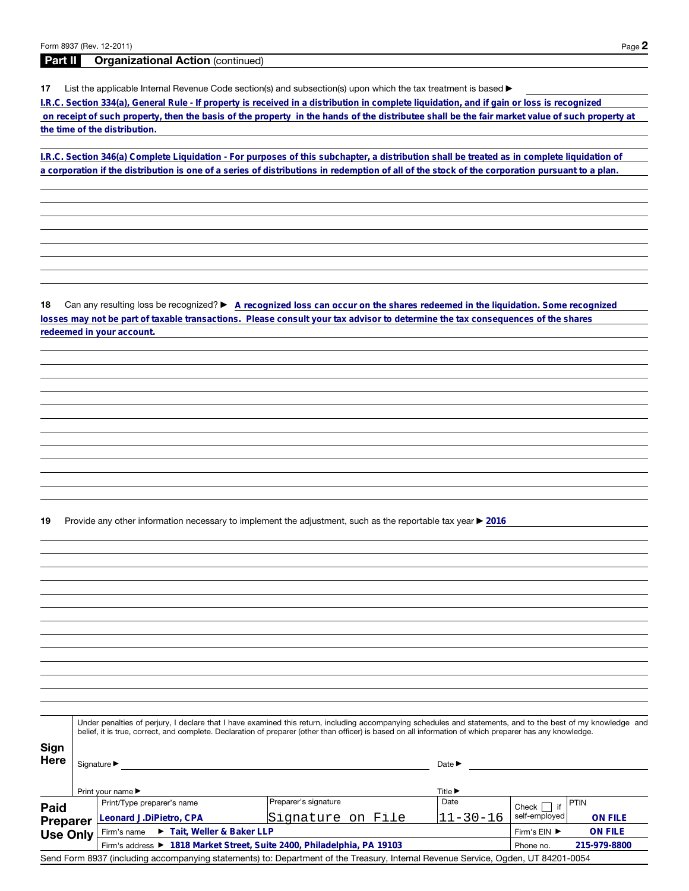Form 8937 (Rev. 12-2011)

## Part II Organizational Action (continued)

**17** List the applicable Internal Revenue Code section(s) and subsection(s) upon which the tax treatment is based ▶

**I.R.C. Section 334(a), General Rule - If property is received in a distribution in complete liquidation, and if gain or loss is recognized on receipt of such property, then the basis of the property in the hands of the distributee shall be the fair market value of such property at the time of the distribution.**

**I.R.C. Section 346(a) Complete Liquidation - For purposes of this subchapter, a distribution shall be treated as in complete liquidation of a corporation if the distribution is one of a series of distributions in redemption of all of the stock of the corporation pursuant to a plan.**

**18** Can any resulting loss be recognized? ▶ **A recognized loss can occur on the shares redeemed in the liquidation. Some recognized losses may not be part of taxable transactions. Please consult your tax advisor to determine the tax consequences of the shares redeemed in your account.**

**19** Provide any other information necessary to implement the adjustment, such as the reportable tax year ▶ **2016**

**Sign Here**

Under penalties of perjury, I declare that I have examined this return, including accompanying schedules and statements, and to the best of my knowledge and belief, it is true, correct, and complete. Declaration of preparer (other than officer) is based on all information of which preparer has any knowledge.

Signature ▶ Date ▶

Print your name ▶ Title ▶

**Paid Preparer Use Only**

| Print/Type preparer's name | Preparer's signature | Date | Check ☐ if self-employed | PTIN |
|---|---|---|---|---|
| Leonard J.DiPietro, CPA | Signature on File | 11-30-16 | | ON FILE |
| Firm's name ▶ Tait, Weller & Baker LLP | | | Firm's EIN ▶ | ON FILE |
| Firm's address ▶ 1818 Market Street, Suite 2400, Philadelphia, PA 19103 | | | Phone no. | 215-979-8800 |

Send Form 8937 (including accompanying statements) to: Department of the Treasury, Internal Revenue Service, Ogden, UT 84201-0054